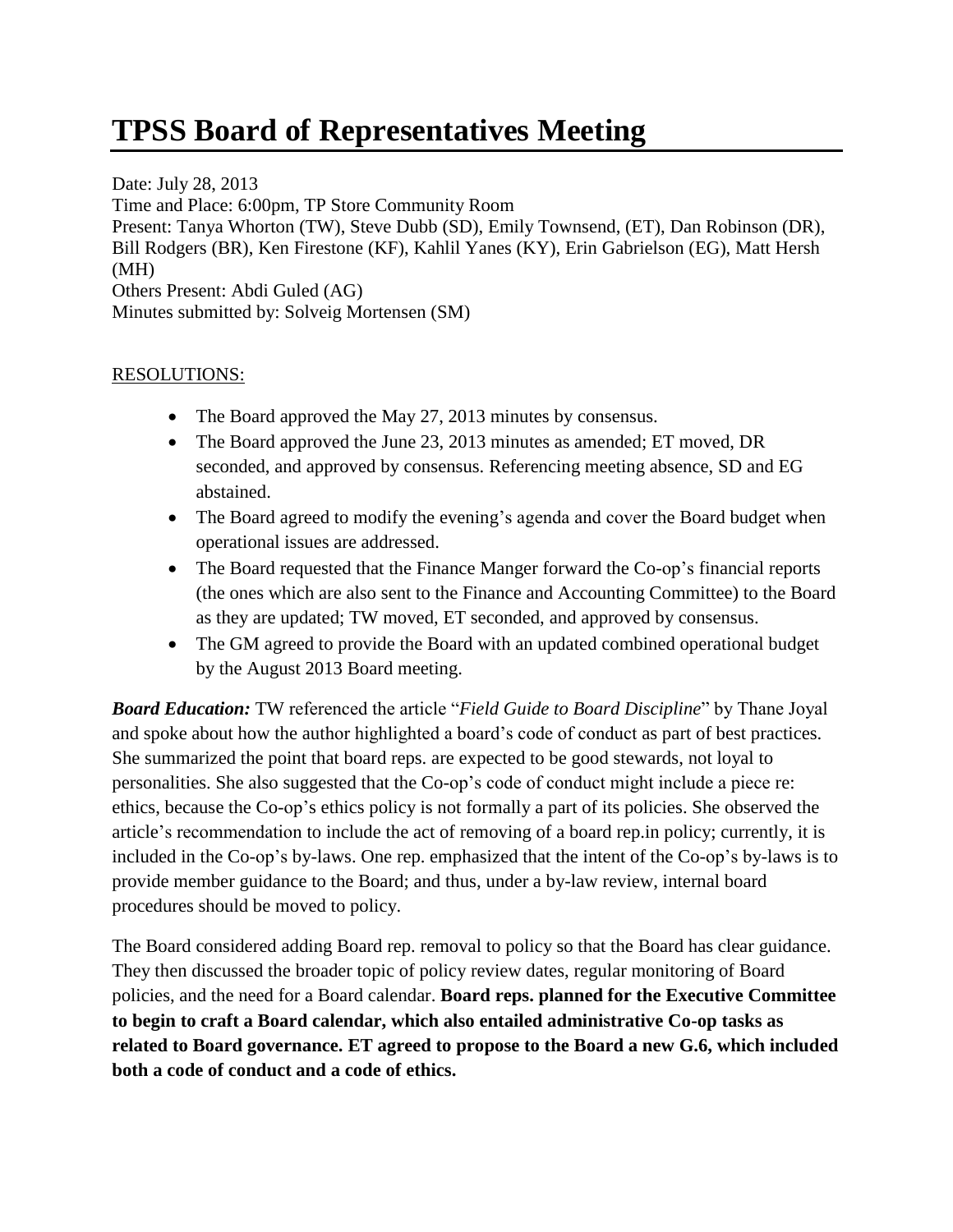# TPSS Board of Representatives Meeting

Date: July 28, 2013
Time and Place: 6:00pm, TP Store Community Room
Present: Tanya Whorton (TW), Steve Dubb (SD), Emily Townsend, (ET), Dan Robinson (DR), Bill Rodgers (BR), Ken Firestone (KF), Kahlil Yanes (KY), Erin Gabrielson (EG), Matt Hersh (MH)
Others Present: Abdi Guled (AG)
Minutes submitted by: Solveig Mortensen (SM)

RESOLUTIONS:

- The Board approved the May 27, 2013 minutes by consensus.
- The Board approved the June 23, 2013 minutes as amended; ET moved, DR seconded, and approved by consensus. Referencing meeting absence, SD and EG abstained.
- The Board agreed to modify the evening's agenda and cover the Board budget when operational issues are addressed.
- The Board requested that the Finance Manger forward the Co-op's financial reports (the ones which are also sent to the Finance and Accounting Committee) to the Board as they are updated; TW moved, ET seconded, and approved by consensus.
- The GM agreed to provide the Board with an updated combined operational budget by the August 2013 Board meeting.

***Board Education:*** TW referenced the article "*Field Guide to Board Discipline*" by Thane Joyal and spoke about how the author highlighted a board's code of conduct as part of best practices. She summarized the point that board reps. are expected to be good stewards, not loyal to personalities. She also suggested that the Co-op's code of conduct might include a piece re: ethics, because the Co-op's ethics policy is not formally a part of its policies. She observed the article's recommendation to include the act of removing of a board rep.in policy; currently, it is included in the Co-op's by-laws. One rep. emphasized that the intent of the Co-op's by-laws is to provide member guidance to the Board; and thus, under a by-law review, internal board procedures should be moved to policy.

The Board considered adding Board rep. removal to policy so that the Board has clear guidance. They then discussed the broader topic of policy review dates, regular monitoring of Board policies, and the need for a Board calendar. **Board reps. planned for the Executive Committee to begin to craft a Board calendar, which also entailed administrative Co-op tasks as related to Board governance. ET agreed to propose to the Board a new G.6, which included both a code of conduct and a code of ethics.**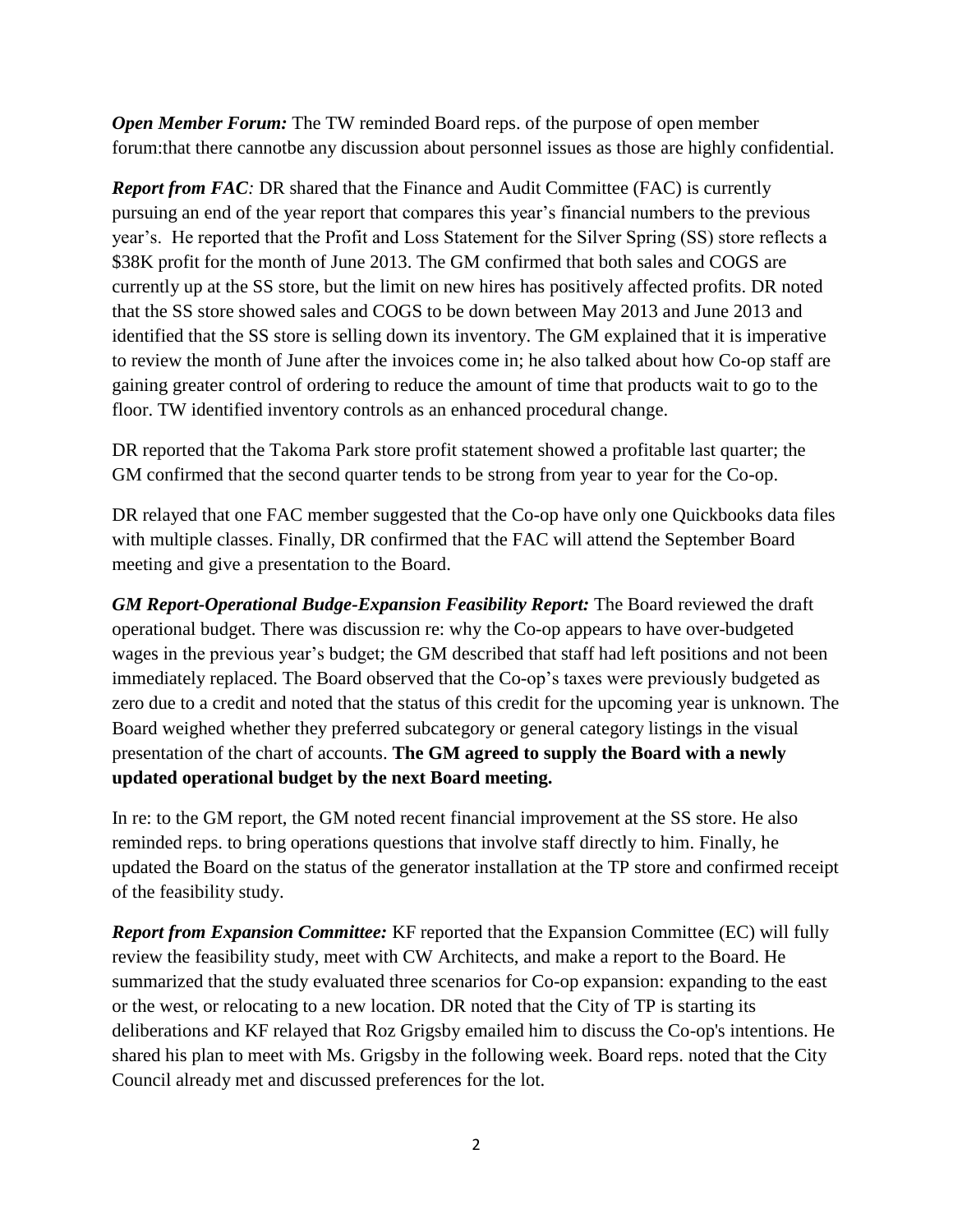***Open Member Forum:*** The TW reminded Board reps. of the purpose of open member forum:that there cannotbe any discussion about personnel issues as those are highly confidential.

***Report from FAC:*** DR shared that the Finance and Audit Committee (FAC) is currently pursuing an end of the year report that compares this year's financial numbers to the previous year's. He reported that the Profit and Loss Statement for the Silver Spring (SS) store reflects a $38K profit for the month of June 2013. The GM confirmed that both sales and COGS are currently up at the SS store, but the limit on new hires has positively affected profits. DR noted that the SS store showed sales and COGS to be down between May 2013 and June 2013 and identified that the SS store is selling down its inventory. The GM explained that it is imperative to review the month of June after the invoices come in; he also talked about how Co-op staff are gaining greater control of ordering to reduce the amount of time that products wait to go to the floor. TW identified inventory controls as an enhanced procedural change.

DR reported that the Takoma Park store profit statement showed a profitable last quarter; the GM confirmed that the second quarter tends to be strong from year to year for the Co-op.

DR relayed that one FAC member suggested that the Co-op have only one Quickbooks data files with multiple classes. Finally, DR confirmed that the FAC will attend the September Board meeting and give a presentation to the Board.

***GM Report-Operational Budge-Expansion Feasibility Report:*** The Board reviewed the draft operational budget. There was discussion re: why the Co-op appears to have over-budgeted wages in the previous year's budget; the GM described that staff had left positions and not been immediately replaced. The Board observed that the Co-op's taxes were previously budgeted as zero due to a credit and noted that the status of this credit for the upcoming year is unknown. The Board weighed whether they preferred subcategory or general category listings in the visual presentation of the chart of accounts. **The GM agreed to supply the Board with a newly updated operational budget by the next Board meeting.**

In re: to the GM report, the GM noted recent financial improvement at the SS store. He also reminded reps. to bring operations questions that involve staff directly to him. Finally, he updated the Board on the status of the generator installation at the TP store and confirmed receipt of the feasibility study.

***Report from Expansion Committee:*** KF reported that the Expansion Committee (EC) will fully review the feasibility study, meet with CW Architects, and make a report to the Board. He summarized that the study evaluated three scenarios for Co-op expansion: expanding to the east or the west, or relocating to a new location. DR noted that the City of TP is starting its deliberations and KF relayed that Roz Grigsby emailed him to discuss the Co-op's intentions. He shared his plan to meet with Ms. Grigsby in the following week. Board reps. noted that the City Council already met and discussed preferences for the lot.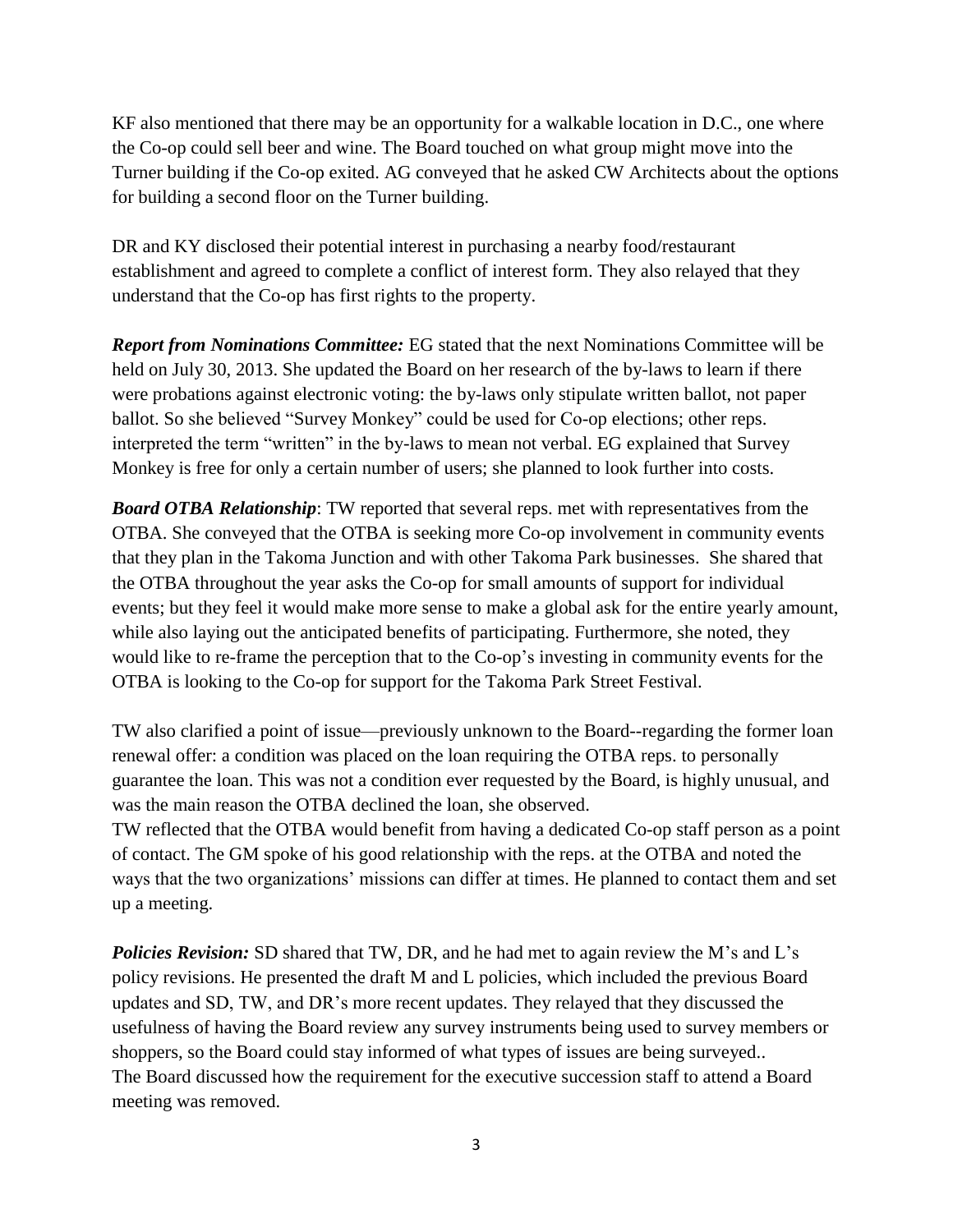KF also mentioned that there may be an opportunity for a walkable location in D.C., one where the Co-op could sell beer and wine. The Board touched on what group might move into the Turner building if the Co-op exited. AG conveyed that he asked CW Architects about the options for building a second floor on the Turner building.

DR and KY disclosed their potential interest in purchasing a nearby food/restaurant establishment and agreed to complete a conflict of interest form. They also relayed that they understand that the Co-op has first rights to the property.

***Report from Nominations Committee:*** EG stated that the next Nominations Committee will be held on July 30, 2013. She updated the Board on her research of the by-laws to learn if there were probations against electronic voting: the by-laws only stipulate written ballot, not paper ballot. So she believed "Survey Monkey" could be used for Co-op elections; other reps. interpreted the term "written" in the by-laws to mean not verbal. EG explained that Survey Monkey is free for only a certain number of users; she planned to look further into costs.

***Board OTBA Relationship***: TW reported that several reps. met with representatives from the OTBA. She conveyed that the OTBA is seeking more Co-op involvement in community events that they plan in the Takoma Junction and with other Takoma Park businesses. She shared that the OTBA throughout the year asks the Co-op for small amounts of support for individual events; but they feel it would make more sense to make a global ask for the entire yearly amount, while also laying out the anticipated benefits of participating. Furthermore, she noted, they would like to re-frame the perception that to the Co-op's investing in community events for the OTBA is looking to the Co-op for support for the Takoma Park Street Festival.

TW also clarified a point of issue—previously unknown to the Board--regarding the former loan renewal offer: a condition was placed on the loan requiring the OTBA reps. to personally guarantee the loan. This was not a condition ever requested by the Board, is highly unusual, and was the main reason the OTBA declined the loan, she observed.
TW reflected that the OTBA would benefit from having a dedicated Co-op staff person as a point of contact. The GM spoke of his good relationship with the reps. at the OTBA and noted the ways that the two organizations' missions can differ at times. He planned to contact them and set up a meeting.

***Policies Revision:*** SD shared that TW, DR, and he had met to again review the M's and L's policy revisions. He presented the draft M and L policies, which included the previous Board updates and SD, TW, and DR's more recent updates. They relayed that they discussed the usefulness of having the Board review any survey instruments being used to survey members or shoppers, so the Board could stay informed of what types of issues are being surveyed..
The Board discussed how the requirement for the executive succession staff to attend a Board meeting was removed.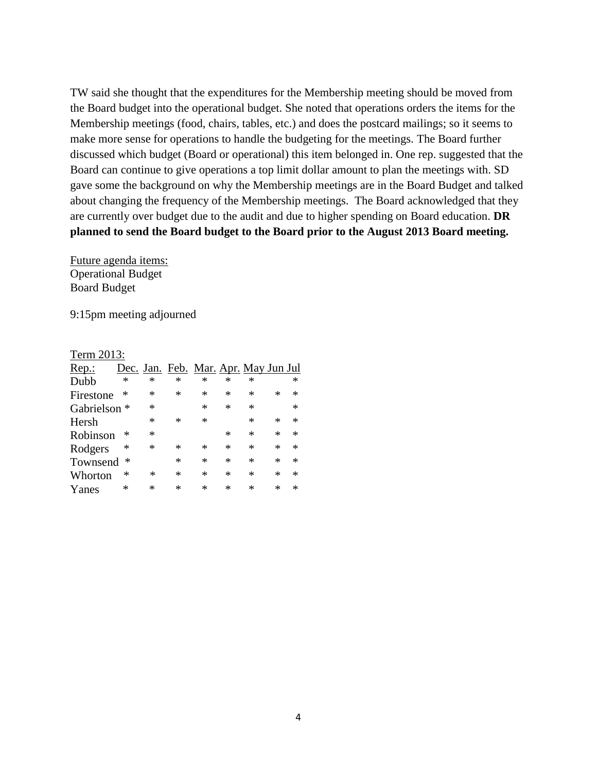TW said she thought that the expenditures for the Membership meeting should be moved from the Board budget into the operational budget. She noted that operations orders the items for the Membership meetings (food, chairs, tables, etc.) and does the postcard mailings; so it seems to make more sense for operations to handle the budgeting for the meetings. The Board further discussed which budget (Board or operational) this item belonged in. One rep. suggested that the Board can continue to give operations a top limit dollar amount to plan the meetings with. SD gave some the background on why the Membership meetings are in the Board Budget and talked about changing the frequency of the Membership meetings. The Board acknowledged that they are currently over budget due to the audit and due to higher spending on Board education. **DR planned to send the Board budget to the Board prior to the August 2013 Board meeting.**

Future agenda items:
Operational Budget
Board Budget

9:15pm meeting adjourned

Term 2013:

| Rep.: | Dec. | Jan. | Feb. | Mar. | Apr. | May | Jun | Jul |
|---|---|---|---|---|---|---|---|---|
| Dubb | * | * | * | * | * | * | | * |
| Firestone | * | * | * | * | * | * | * | * |
| Gabrielson | * | * | | * | * | * | | * |
| Hersh | | * | * | * | | * | * | * |
| Robinson | * | * | | | * | * | * | * |
| Rodgers | * | * | * | * | * | * | * | * |
| Townsend | * | | * | * | * | * | * | * |
| Whorton | * | * | * | * | * | * | * | * |
| Yanes | * | * | * | * | * | * | * | * |